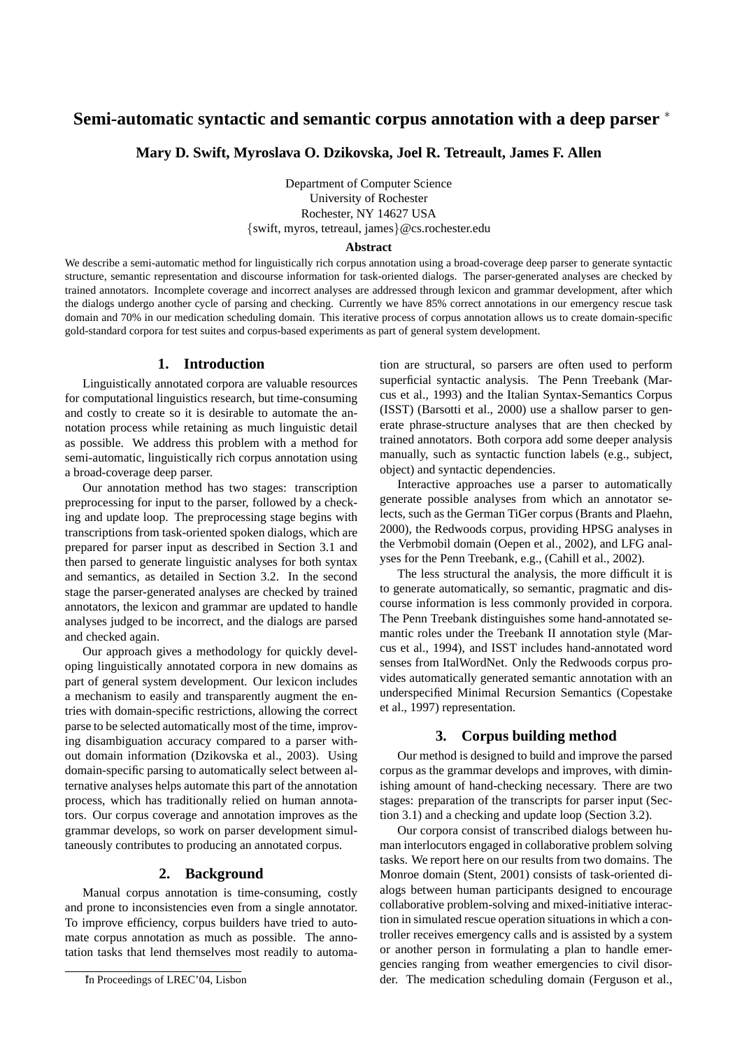# Semi-automatic syntactic and semantic corpus annotation with a deep parser *

**Mary D. Swift, Myroslava O. Dzikovska, Joel R. Tetreault, James F. Allen**

Department of Computer Science
University of Rochester
Rochester, NY 14627 USA
{swift, myros, tetreaul, james}@cs.rochester.edu

**Abstract**

We describe a semi-automatic method for linguistically rich corpus annotation using a broad-coverage deep parser to generate syntactic structure, semantic representation and discourse information for task-oriented dialogs. The parser-generated analyses are checked by trained annotators. Incomplete coverage and incorrect analyses are addressed through lexicon and grammar development, after which the dialogs undergo another cycle of parsing and checking. Currently we have 85% correct annotations in our emergency rescue task domain and 70% in our medication scheduling domain. This iterative process of corpus annotation allows us to create domain-specific gold-standard corpora for test suites and corpus-based experiments as part of general system development.

## 1. Introduction

Linguistically annotated corpora are valuable resources for computational linguistics research, but time-consuming and costly to create so it is desirable to automate the annotation process while retaining as much linguistic detail as possible. We address this problem with a method for semi-automatic, linguistically rich corpus annotation using a broad-coverage deep parser.

Our annotation method has two stages: transcription preprocessing for input to the parser, followed by a checking and update loop. The preprocessing stage begins with transcriptions from task-oriented spoken dialogs, which are prepared for parser input as described in Section 3.1 and then parsed to generate linguistic analyses for both syntax and semantics, as detailed in Section 3.2. In the second stage the parser-generated analyses are checked by trained annotators, the lexicon and grammar are updated to handle analyses judged to be incorrect, and the dialogs are parsed and checked again.

Our approach gives a methodology for quickly developing linguistically annotated corpora in new domains as part of general system development. Our lexicon includes a mechanism to easily and transparently augment the entries with domain-specific restrictions, allowing the correct parse to be selected automatically most of the time, improving disambiguation accuracy compared to a parser without domain information (Dzikovska et al., 2003). Using domain-specific parsing to automatically select between alternative analyses helps automate this part of the annotation process, which has traditionally relied on human annotators. Our corpus coverage and annotation improves as the grammar develops, so work on parser development simultaneously contributes to producing an annotated corpus.

## 2. Background

Manual corpus annotation is time-consuming, costly and prone to inconsistencies even from a single annotator. To improve efficiency, corpus builders have tried to automate corpus annotation as much as possible. The annotation tasks that lend themselves most readily to automation are structural, so parsers are often used to perform superficial syntactic analysis. The Penn Treebank (Marcus et al., 1993) and the Italian Syntax-Semantics Corpus (ISST) (Barsotti et al., 2000) use a shallow parser to generate phrase-structure analyses that are then checked by trained annotators. Both corpora add some deeper analysis manually, such as syntactic function labels (e.g., subject, object) and syntactic dependencies.

Interactive approaches use a parser to automatically generate possible analyses from which an annotator selects, such as the German TiGer corpus (Brants and Plaehn, 2000), the Redwoods corpus, providing HPSG analyses in the Verbmobil domain (Oepen et al., 2002), and LFG analyses for the Penn Treebank, e.g., (Cahill et al., 2002).

The less structural the analysis, the more difficult it is to generate automatically, so semantic, pragmatic and discourse information is less commonly provided in corpora. The Penn Treebank distinguishes some hand-annotated semantic roles under the Treebank II annotation style (Marcus et al., 1994), and ISST includes hand-annotated word senses from ItalWordNet. Only the Redwoods corpus provides automatically generated semantic annotation with an underspecified Minimal Recursion Semantics (Copestake et al., 1997) representation.

## 3. Corpus building method

Our method is designed to build and improve the parsed corpus as the grammar develops and improves, with diminishing amount of hand-checking necessary. There are two stages: preparation of the transcripts for parser input (Section 3.1) and a checking and update loop (Section 3.2).

Our corpora consist of transcribed dialogs between human interlocutors engaged in collaborative problem solving tasks. We report here on our results from two domains. The Monroe domain (Stent, 2001) consists of task-oriented dialogs between human participants designed to encourage collaborative problem-solving and mixed-initiative interaction in simulated rescue operation situations in which a controller receives emergency calls and is assisted by a system or another person in formulating a plan to handle emergencies ranging from weather emergencies to civil disorder. The medication scheduling domain (Ferguson et al.,

* In Proceedings of LREC'04, Lisbon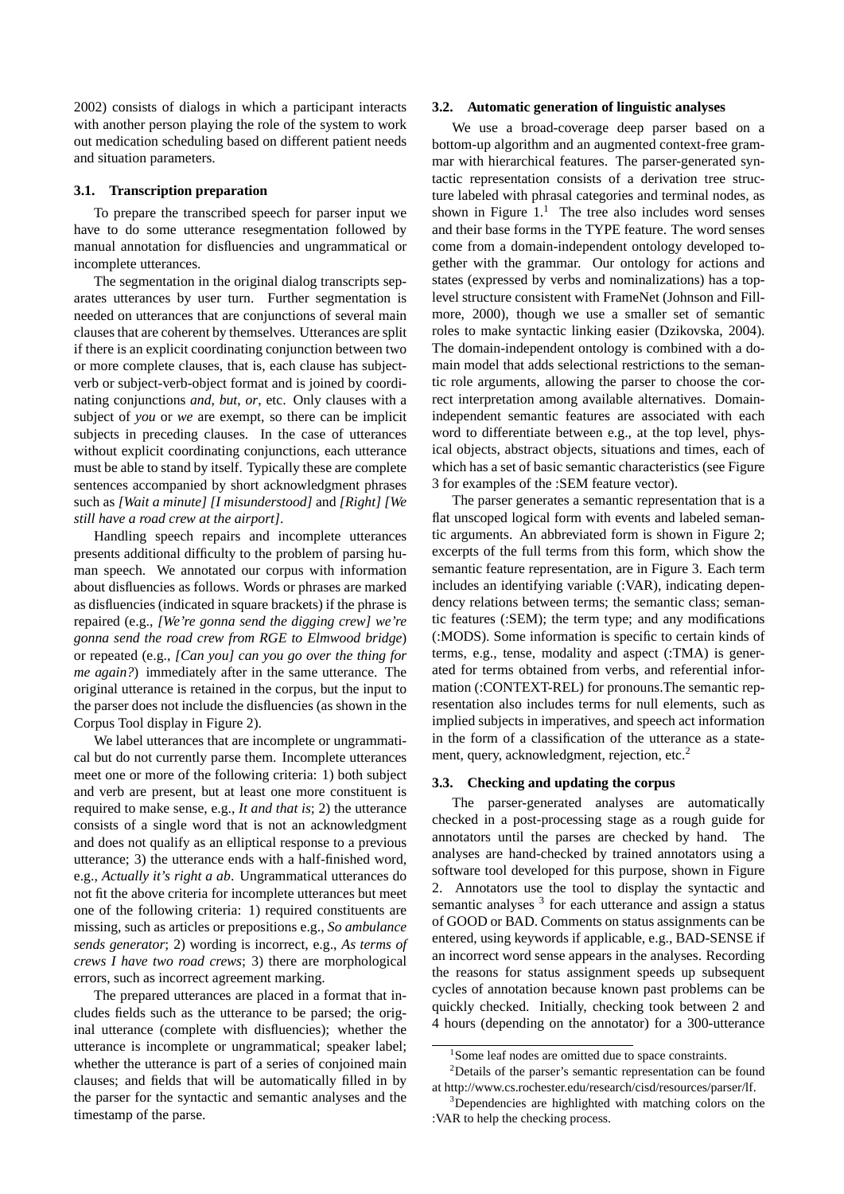2002) consists of dialogs in which a participant interacts with another person playing the role of the system to work out medication scheduling based on different patient needs and situation parameters.

### 3.1. Transcription preparation

To prepare the transcribed speech for parser input we have to do some utterance resegmentation followed by manual annotation for disfluencies and ungrammatical or incomplete utterances.

The segmentation in the original dialog transcripts separates utterances by user turn. Further segmentation is needed on utterances that are conjunctions of several main clauses that are coherent by themselves. Utterances are split if there is an explicit coordinating conjunction between two or more complete clauses, that is, each clause has subject-verb or subject-verb-object format and is joined by coordinating conjunctions *and*, *but*, *or*, etc. Only clauses with a subject of *you* or *we* are exempt, so there can be implicit subjects in preceding clauses. In the case of utterances without explicit coordinating conjunctions, each utterance must be able to stand by itself. Typically these are complete sentences accompanied by short acknowledgment phrases such as *[Wait a minute] [I misunderstood]* and *[Right] [We still have a road crew at the airport]*.

Handling speech repairs and incomplete utterances presents additional difficulty to the problem of parsing human speech. We annotated our corpus with information about disfluencies as follows. Words or phrases are marked as disfluencies (indicated in square brackets) if the phrase is repaired (e.g., *[We're gonna send the digging crew] we're gonna send the road crew from RGE to Elmwood bridge*) or repeated (e.g., *[Can you] can you go over the thing for me again?*) immediately after in the same utterance. The original utterance is retained in the corpus, but the input to the parser does not include the disfluencies (as shown in the Corpus Tool display in Figure 2).

We label utterances that are incomplete or ungrammatical but do not currently parse them. Incomplete utterances meet one or more of the following criteria: 1) both subject and verb are present, but at least one more constituent is required to make sense, e.g., *It and that is*; 2) the utterance consists of a single word that is not an acknowledgment and does not qualify as an elliptical response to a previous utterance; 3) the utterance ends with a half-finished word, e.g., *Actually it's right a ab*. Ungrammatical utterances do not fit the above criteria for incomplete utterances but meet one of the following criteria: 1) required constituents are missing, such as articles or prepositions e.g., *So ambulance sends generator*; 2) wording is incorrect, e.g., *As terms of crews I have two road crews*; 3) there are morphological errors, such as incorrect agreement marking.

The prepared utterances are placed in a format that includes fields such as the utterance to be parsed; the original utterance (complete with disfluencies); whether the utterance is incomplete or ungrammatical; speaker label; whether the utterance is part of a series of conjoined main clauses; and fields that will be automatically filled in by the parser for the syntactic and semantic analyses and the timestamp of the parse.

### 3.2. Automatic generation of linguistic analyses

We use a broad-coverage deep parser based on a bottom-up algorithm and an augmented context-free grammar with hierarchical features. The parser-generated syntactic representation consists of a derivation tree structure labeled with phrasal categories and terminal nodes, as shown in Figure 1.[1] The tree also includes word senses and their base forms in the TYPE feature. The word senses come from a domain-independent ontology developed together with the grammar. Our ontology for actions and states (expressed by verbs and nominalizations) has a top-level structure consistent with FrameNet (Johnson and Fillmore, 2000), though we use a smaller set of semantic roles to make syntactic linking easier (Dzikovska, 2004). The domain-independent ontology is combined with a domain model that adds selectional restrictions to the semantic role arguments, allowing the parser to choose the correct interpretation among available alternatives. Domain-independent semantic features are associated with each word to differentiate between e.g., at the top level, physical objects, abstract objects, situations and times, each of which has a set of basic semantic characteristics (see Figure 3 for examples of the :SEM feature vector).

The parser generates a semantic representation that is a flat unscoped logical form with events and labeled semantic arguments. An abbreviated form is shown in Figure 2; excerpts of the full terms from this form, which show the semantic feature representation, are in Figure 3. Each term includes an identifying variable (:VAR), indicating dependency relations between terms; the semantic class; semantic features (:SEM); the term type; and any modifications (:MODS). Some information is specific to certain kinds of terms, e.g., tense, modality and aspect (:TMA) is generated for terms obtained from verbs, and referential information (:CONTEXT-REL) for pronouns.The semantic representation also includes terms for null elements, such as implied subjects in imperatives, and speech act information in the form of a classification of the utterance as a statement, query, acknowledgment, rejection, etc.[2]

### 3.3. Checking and updating the corpus

The parser-generated analyses are automatically checked in a post-processing stage as a rough guide for annotators until the parses are checked by hand. The analyses are hand-checked by trained annotators using a software tool developed for this purpose, shown in Figure 2. Annotators use the tool to display the syntactic and semantic analyses [3] for each utterance and assign a status of GOOD or BAD. Comments on status assignments can be entered, using keywords if applicable, e.g., BAD-SENSE if an incorrect word sense appears in the analyses. Recording the reasons for status assignment speeds up subsequent cycles of annotation because known past problems can be quickly checked. Initially, checking took between 2 and 4 hours (depending on the annotator) for a 300-utterance

[1] Some leaf nodes are omitted due to space constraints.

[2] Details of the parser's semantic representation can be found at http://www.cs.rochester.edu/research/cisd/resources/parser/lf.

[3] Dependencies are highlighted with matching colors on the :VAR to help the checking process.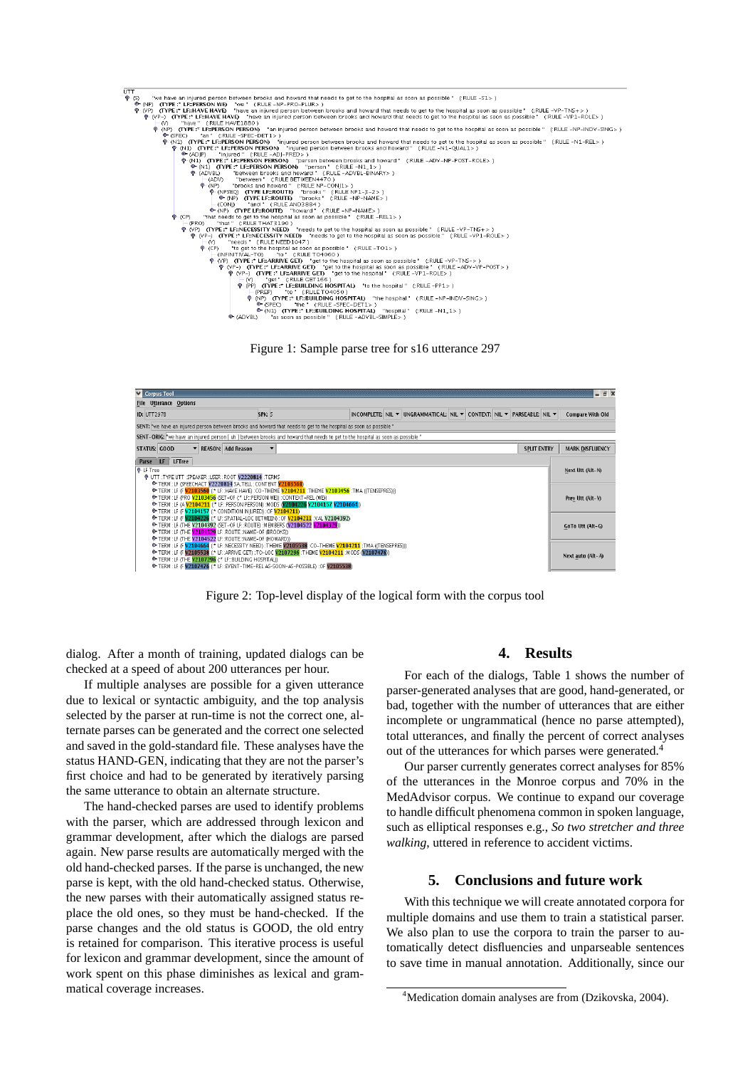Figure 1: Sample parse tree for s16 utterance 297

Figure 2: Top-level display of the logical form with the corpus tool

dialog. After a month of training, updated dialogs can be checked at a speed of about 200 utterances per hour.

If multiple analyses are possible for a given utterance due to lexical or syntactic ambiguity, and the top analysis selected by the parser at run-time is not the correct one, alternate parses can be generated and the correct one selected and saved in the gold-standard file. These analyses have the status HAND-GEN, indicating that they are not the parser's first choice and had to be generated by iteratively parsing the same utterance to obtain an alternate structure.

The hand-checked parses are used to identify problems with the parser, which are addressed through lexicon and grammar development, after which the dialogs are parsed again. New parse results are automatically merged with the old hand-checked parses. If the parse is unchanged, the new parse is kept, with the old hand-checked status. Otherwise, the new parses with their automatically assigned status replace the old ones, so they must be hand-checked. If the parse changes and the old status is GOOD, the old entry is retained for comparison. This iterative process is useful for lexicon and grammar development, since the amount of work spent on this phase diminishes as lexical and grammatical coverage increases.

## 4. Results

For each of the dialogs, Table 1 shows the number of parser-generated analyses that are good, hand-generated, or bad, together with the number of utterances that are either incomplete or ungrammatical (hence no parse attempted), total utterances, and finally the percent of correct analyses out of the utterances for which parses were generated.[4]

Our parser currently generates correct analyses for 85% of the utterances in the Monroe corpus and 70% in the MedAdvisor corpus. We continue to expand our coverage to handle difficult phenomena common in spoken language, such as elliptical responses e.g., *So two stretcher and three walking*, uttered in reference to accident victims.

## 5. Conclusions and future work

With this technique we will create annotated corpora for multiple domains and use them to train a statistical parser. We also plan to use the corpora to train the parser to automatically detect disfluencies and unparseable sentences to save time in manual annotation. Additionally, since our

[4] Medication domain analyses are from (Dzikovska, 2004).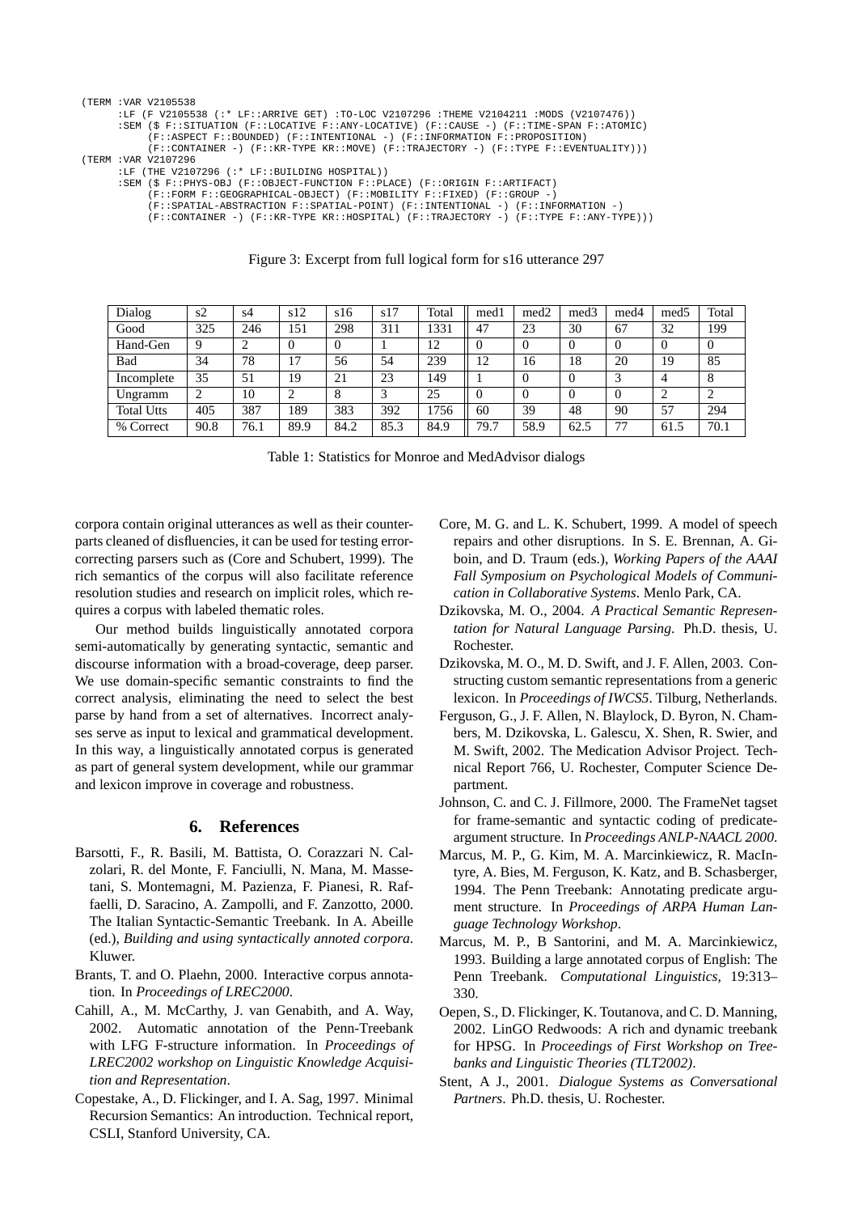```
(TERM :VAR V2105538
      :LF (F V2105538 (:* LF::ARRIVE GET) :TO-LOC V2107296 :THEME V2104211 :MODS (V2107476))
      :SEM ($ F::SITUATION (F::LOCATIVE F::ANY-LOCATIVE) (F::CAUSE -) (F::TIME-SPAN F::ATOMIC)
           (F::ASPECT F::BOUNDED) (F::INTENTIONAL -) (F::INFORMATION F::PROPOSITION)
           (F::CONTAINER -) (F::KR-TYPE KR::MOVE) (F::TRAJECTORY -) (F::TYPE F::EVENTUALITY)))
(TERM :VAR V2107296
      :LF (THE V2107296 (:* LF::BUILDING HOSPITAL))
      :SEM ($ F::PHYS-OBJ (F::OBJECT-FUNCTION F::PLACE) (F::ORIGIN F::ARTIFACT)
           (F::FORM F::GEOGRAPHICAL-OBJECT) (F::MOBILITY F::FIXED) (F::GROUP -)
           (F::SPATIAL-ABSTRACTION F::SPATIAL-POINT) (F::INTENTIONAL -) (F::INFORMATION -)
           (F::CONTAINER -) (F::KR-TYPE KR::HOSPITAL) (F::TRAJECTORY -) (F::TYPE F::ANY-TYPE)))
```

Figure 3: Excerpt from full logical form for s16 utterance 297

| Dialog | s2 | s4 | s12 | s16 | s17 | Total | med1 | med2 | med3 | med4 | med5 | Total |
|---|---|---|---|---|---|---|---|---|---|---|---|---|
| Good | 325 | 246 | 151 | 298 | 311 | 1331 | 47 | 23 | 30 | 67 | 32 | 199 |
| Hand-Gen | 9 | 2 | 0 | 0 | 1 | 12 | 0 | 0 | 0 | 0 | 0 | 0 |
| Bad | 34 | 78 | 17 | 56 | 54 | 239 | 12 | 16 | 18 | 20 | 19 | 85 |
| Incomplete | 35 | 51 | 19 | 21 | 23 | 149 | 1 | 0 | 0 | 3 | 4 | 8 |
| Ungramm | 2 | 10 | 2 | 8 | 3 | 25 | 0 | 0 | 0 | 0 | 2 | 2 |
| Total Utts | 405 | 387 | 189 | 383 | 392 | 1756 | 60 | 39 | 48 | 90 | 57 | 294 |
| % Correct | 90.8 | 76.1 | 89.9 | 84.2 | 85.3 | 84.9 | 79.7 | 58.9 | 62.5 | 77 | 61.5 | 70.1 |

Table 1: Statistics for Monroe and MedAdvisor dialogs

corpora contain original utterances as well as their counterparts cleaned of disfluencies, it can be used for testing error-correcting parsers such as (Core and Schubert, 1999). The rich semantics of the corpus will also facilitate reference resolution studies and research on implicit roles, which requires a corpus with labeled thematic roles.

Our method builds linguistically annotated corpora semi-automatically by generating syntactic, semantic and discourse information with a broad-coverage, deep parser. We use domain-specific semantic constraints to find the correct analysis, eliminating the need to select the best parse by hand from a set of alternatives. Incorrect analyses serve as input to lexical and grammatical development. In this way, a linguistically annotated corpus is generated as part of general system development, while our grammar and lexicon improve in coverage and robustness.

## 6. References

Barsotti, F., R. Basili, M. Battista, O. Corazzari N. Calzolari, R. del Monte, F. Fanciulli, N. Mana, M. Massetani, S. Montemagni, M. Pazienza, F. Pianesi, R. Raffaelli, D. Saracino, A. Zampolli, and F. Zanzotto, 2000. The Italian Syntactic-Semantic Treebank. In A. Abeille (ed.), *Building and using syntactically annoted corpora*. Kluwer.

Brants, T. and O. Plaehn, 2000. Interactive corpus annotation. In *Proceedings of LREC2000*.

Cahill, A., M. McCarthy, J. van Genabith, and A. Way, 2002. Automatic annotation of the Penn-Treebank with LFG F-structure information. In *Proceedings of LREC2002 workshop on Linguistic Knowledge Acquisition and Representation*.

Copestake, A., D. Flickinger, and I. A. Sag, 1997. Minimal Recursion Semantics: An introduction. Technical report, CSLI, Stanford University, CA.

Core, M. G. and L. K. Schubert, 1999. A model of speech repairs and other disruptions. In S. E. Brennan, A. Giboin, and D. Traum (eds.), *Working Papers of the AAAI Fall Symposium on Psychological Models of Communication in Collaborative Systems*. Menlo Park, CA.

Dzikovska, M. O., 2004. *A Practical Semantic Representation for Natural Language Parsing*. Ph.D. thesis, U. Rochester.

Dzikovska, M. O., M. D. Swift, and J. F. Allen, 2003. Constructing custom semantic representations from a generic lexicon. In *Proceedings of IWCS5*. Tilburg, Netherlands.

Ferguson, G., J. F. Allen, N. Blaylock, D. Byron, N. Chambers, M. Dzikovska, L. Galescu, X. Shen, R. Swier, and M. Swift, 2002. The Medication Advisor Project. Technical Report 766, U. Rochester, Computer Science Department.

Johnson, C. and C. J. Fillmore, 2000. The FrameNet tagset for frame-semantic and syntactic coding of predicate-argument structure. In *Proceedings ANLP-NAACL 2000*.

Marcus, M. P., G. Kim, M. A. Marcinkiewicz, R. MacIntyre, A. Bies, M. Ferguson, K. Katz, and B. Schasberger, 1994. The Penn Treebank: Annotating predicate argument structure. In *Proceedings of ARPA Human Language Technology Workshop*.

Marcus, M. P., B Santorini, and M. A. Marcinkiewicz, 1993. Building a large annotated corpus of English: The Penn Treebank. *Computational Linguistics*, 19:313–330.

Oepen, S., D. Flickinger, K. Toutanova, and C. D. Manning, 2002. LinGO Redwoods: A rich and dynamic treebank for HPSG. In *Proceedings of First Workshop on Treebanks and Linguistic Theories (TLT2002)*.

Stent, A J., 2001. *Dialogue Systems as Conversational Partners*. Ph.D. thesis, U. Rochester.